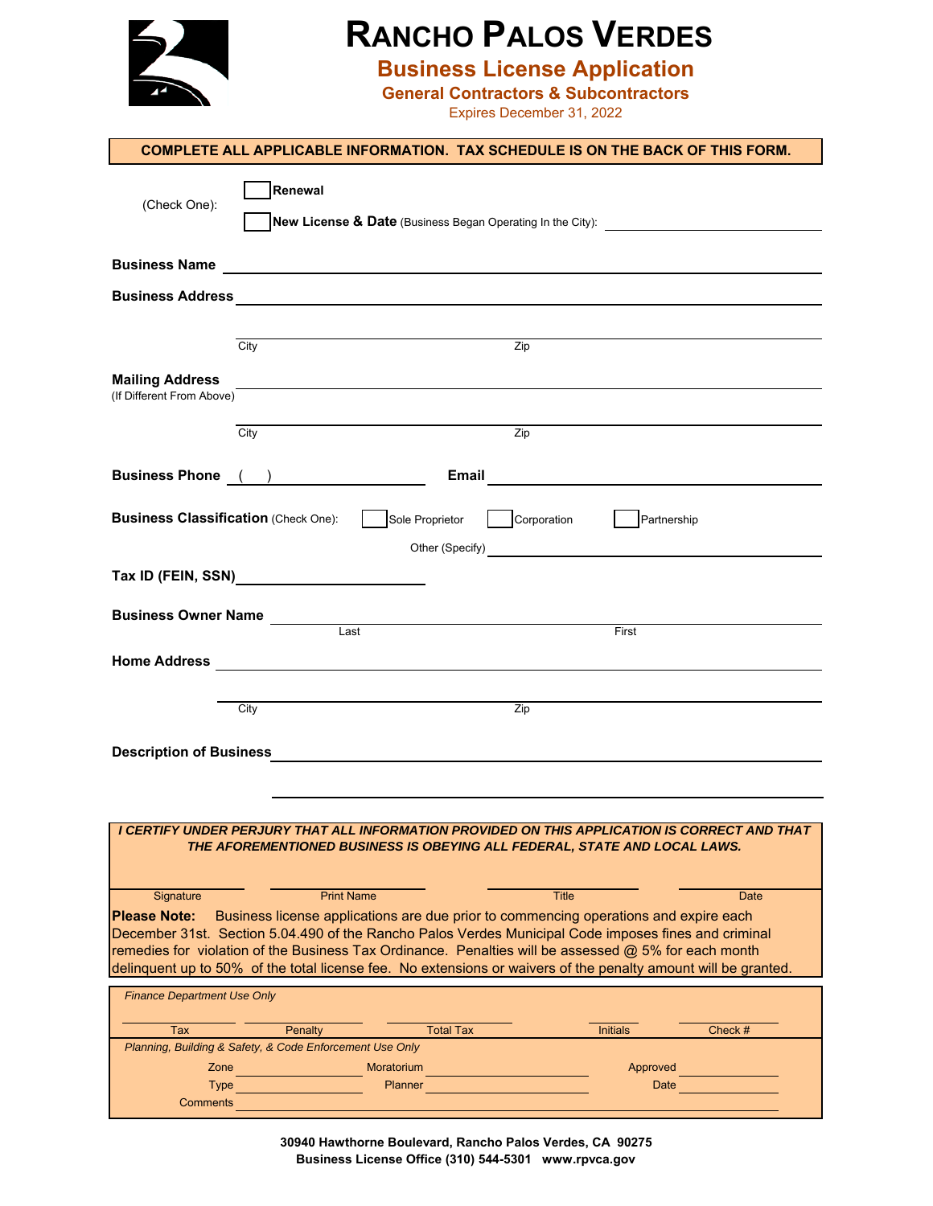# RANCHO PALOS VERDES

## Business License Application

### General Contractors & Subcontractors

Expires December 31, 2022

**COMPLETE ALL APPLICABLE INFORMATION. TAX SCHEDULE IS ON THE BACK OF THIS FORM.**

(Check One): ☐ **Renewal**

☐ **New License & Date** (Business Began Operating In the City): ____________________

**Business Name** ____________________________________________

**Business Address** ____________________________________________

City ____________________ Zip ____________________

**Mailing Address** ____________________________________________
(If Different From Above)

City ____________________ Zip ____________________

**Business Phone** ( ) ____________________ **Email** ____________________

**Business Classification** (Check One): ☐ Sole Proprietor ☐ Corporation ☐ Partnership

Other (Specify) ____________________

**Tax ID (FEIN, SSN)** ____________________

**Business Owner Name** ____________________ ____________________
Last First

**Home Address** ____________________________________________

City ____________________ Zip ____________________

**Description of Business** ____________________________________________

____________________________________________

***I CERTIFY UNDER PERJURY THAT ALL INFORMATION PROVIDED ON THIS APPLICATION IS CORRECT AND THAT THE AFOREMENTIONED BUSINESS IS OBEYING ALL FEDERAL, STATE AND LOCAL LAWS.***

| Signature | Print Name | Title | Date |
|---|---|---|---|
| | | | |

**Please Note:** Business license applications are due prior to commencing operations and expire each December 31st. Section 5.04.490 of the Rancho Palos Verdes Municipal Code imposes fines and criminal remedies for violation of the Business Tax Ordinance. Penalties will be assessed @ 5% for each month delinquent up to 50% of the total license fee. No extensions or waivers of the penalty amount will be granted.

*Finance Department Use Only*

| Tax | Penalty | Total Tax | Initials | Check # |
|---|---|---|---|---|
| | | | | |

*Planning, Building & Safety, & Code Enforcement Use Only*

Zone ____________ Moratorium ____________ Approved ____________

Type ____________ Planner ____________ Date ____________

Comments ____________________________________________

**30940 Hawthorne Boulevard, Rancho Palos Verdes, CA 90275**
**Business License Office (310) 544-5301 www.rpvca.gov**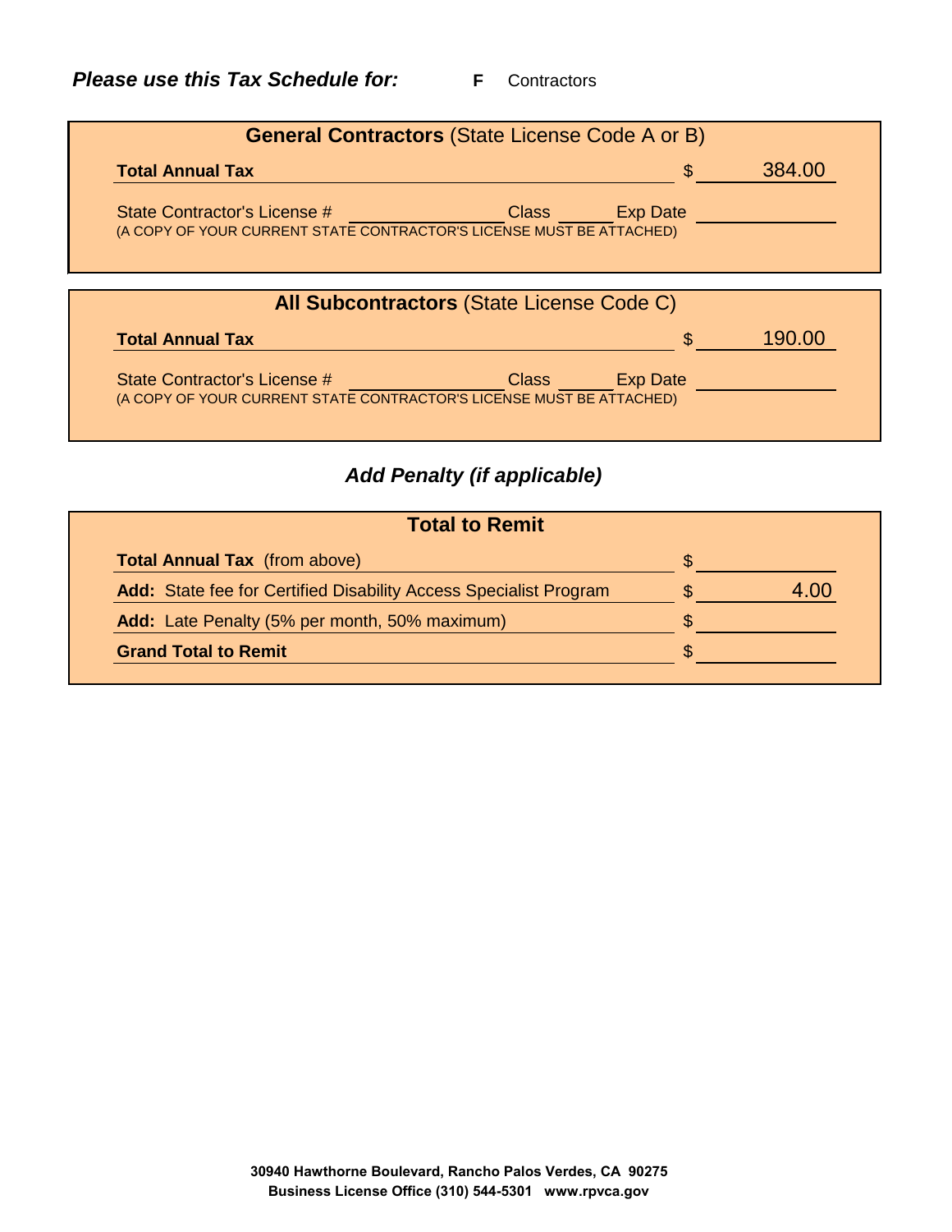***Please use this Tax Schedule for:*** **F** Contractors

## **General Contractors** (State License Code A or B)

| | | |
|---|---|---|
| **Total Annual Tax** | $ | 384.00 |

State Contractor's License # ________________ Class ______ Exp Date ______________
(A COPY OF YOUR CURRENT STATE CONTRACTOR'S LICENSE MUST BE ATTACHED)

## **All Subcontractors** (State License Code C)

| | | |
|---|---|---|
| **Total Annual Tax** | $ | 190.00 |

State Contractor's License # ________________ Class ______ Exp Date ______________
(A COPY OF YOUR CURRENT STATE CONTRACTOR'S LICENSE MUST BE ATTACHED)

***Add Penalty (if applicable)***

## **Total to Remit**

| | | |
|---|---|---|
| **Total Annual Tax** (from above) | $ | |
| **Add:** State fee for Certified Disability Access Specialist Program | $ | 4.00 |
| **Add:** Late Penalty (5% per month, 50% maximum) | $ | |
| **Grand Total to Remit** | $ | |

**30940 Hawthorne Boulevard, Rancho Palos Verdes, CA 90275**
**Business License Office (310) 544-5301 www.rpvca.gov**